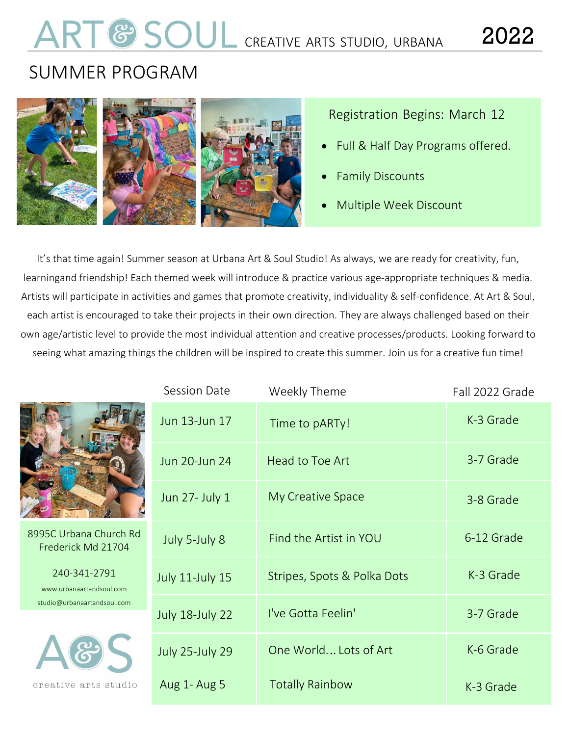# ART & SOUL CREATIVE ARTS STUDIO, URBANA 2022

## SUMMER PROGRAM

Registration Begins: March 12

- Full & Half Day Programs offered.
- Family Discounts
- Multiple Week Discount

It's that time again! Summer season at Urbana Art & Soul Studio! As always, we are ready for creativity, fun, learningand friendship! Each themed week will introduce & practice various age-appropriate techniques & media. Artists will participate in activities and games that promote creativity, individuality & self-confidence. At Art & Soul, each artist is encouraged to take their projects in their own direction. They are always challenged based on their own age/artistic level to provide the most individual attention and creative processes/products. Looking forward to seeing what amazing things the children will be inspired to create this summer. Join us for a creative fun time!

| Session Date | Weekly Theme | Fall 2022 Grade |
|---|---|---|
| Jun 13-Jun 17 | Time to pARTy! | K-3 Grade |
| Jun 20-Jun 24 | Head to Toe Art | 3-7 Grade |
| Jun 27- July 1 | My Creative Space | 3-8 Grade |
| July 5-July 8 | Find the Artist in YOU | 6-12 Grade |
| July 11-July 15 | Stripes, Spots & Polka Dots | K-3 Grade |
| July 18-July 22 | I've Gotta Feelin' | 3-7 Grade |
| July 25-July 29 | One World... Lots of Art | K-6 Grade |
| Aug 1- Aug 5 | Totally Rainbow | K-3 Grade |

8995C Urbana Church Rd
Frederick Md 21704

240-341-2791

www.urbanaartandsoul.com

studio@urbanaartandsoul.com

A&S
creative arts studio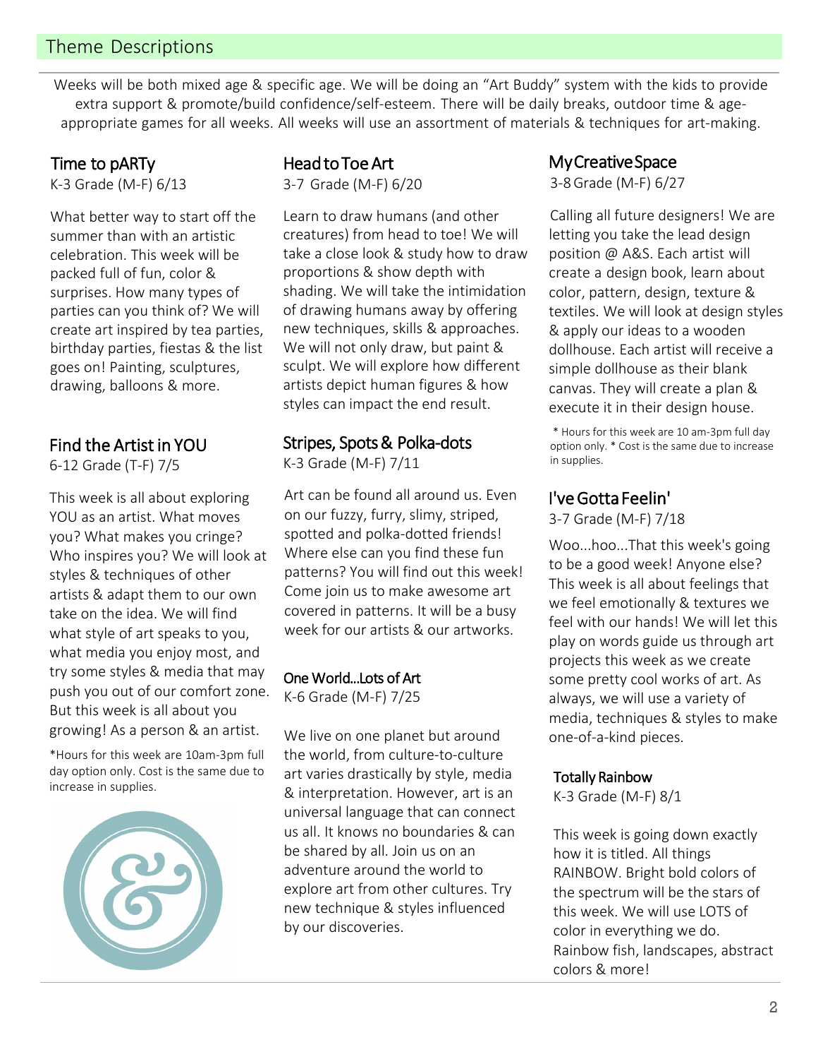## Theme Descriptions

Weeks will be both mixed age & specific age. We will be doing an "Art Buddy" system with the kids to provide extra support & promote/build confidence/self-esteem. There will be daily breaks, outdoor time & age-appropriate games for all weeks. All weeks will use an assortment of materials & techniques for art-making.

### Time to pARTy

K-3 Grade (M-F) 6/13

What better way to start off the summer than with an artistic celebration. This week will be packed full of fun, color & surprises. How many types of parties can you think of? We will create art inspired by tea parties, birthday parties, fiestas & the list goes on! Painting, sculptures, drawing, balloons & more.

### Find the Artist in YOU

6-12 Grade (T-F) 7/5

This week is all about exploring YOU as an artist. What moves you? What makes you cringe? Who inspires you? We will look at styles & techniques of other artists & adapt them to our own take on the idea. We will find what style of art speaks to you, what media you enjoy most, and try some styles & media that may push you out of our comfort zone. But this week is all about you growing! As a person & an artist.

*Hours for this week are 10am-3pm full day option only. Cost is the same due to increase in supplies.

### Head to Toe Art

3-7 Grade (M-F) 6/20

Learn to draw humans (and other creatures) from head to toe! We will take a close look & study how to draw proportions & show depth with shading. We will take the intimidation of drawing humans away by offering new techniques, skills & approaches. We will not only draw, but paint & sculpt. We will explore how different artists depict human figures & how styles can impact the end result.

### Stripes, Spots & Polka-dots

K-3 Grade (M-F) 7/11

Art can be found all around us. Even on our fuzzy, furry, slimy, striped, spotted and polka-dotted friends! Where else can you find these fun patterns? You will find out this week! Come join us to make awesome art covered in patterns. It will be a busy week for our artists & our artworks.

### One World...Lots of Art

K-6 Grade (M-F) 7/25

We live on one planet but around the world, from culture-to-culture art varies drastically by style, media & interpretation. However, art is an universal language that can connect us all. It knows no boundaries & can be shared by all. Join us on an adventure around the world to explore art from other cultures. Try new technique & styles influenced by our discoveries.

### My Creative Space

3-8 Grade (M-F) 6/27

Calling all future designers! We are letting you take the lead design position @ A&S. Each artist will create a design book, learn about color, pattern, design, texture & textiles. We will look at design styles & apply our ideas to a wooden dollhouse. Each artist will receive a simple dollhouse as their blank canvas. They will create a plan & execute it in their design house.

* Hours for this week are 10 am-3pm full day option only. * Cost is the same due to increase in supplies.

### I've Gotta Feelin'

3-7 Grade (M-F) 7/18

Woo...hoo...That this week's going to be a good week! Anyone else? This week is all about feelings that we feel emotionally & textures we feel with our hands! We will let this play on words guide us through art projects this week as we create some pretty cool works of art. As always, we will use a variety of media, techniques & styles to make one-of-a-kind pieces.

### Totally Rainbow

K-3 Grade (M-F) 8/1

This week is going down exactly how it is titled. All things RAINBOW. Bright bold colors of the spectrum will be the stars of this week. We will use LOTS of color in everything we do. Rainbow fish, landscapes, abstract colors & more!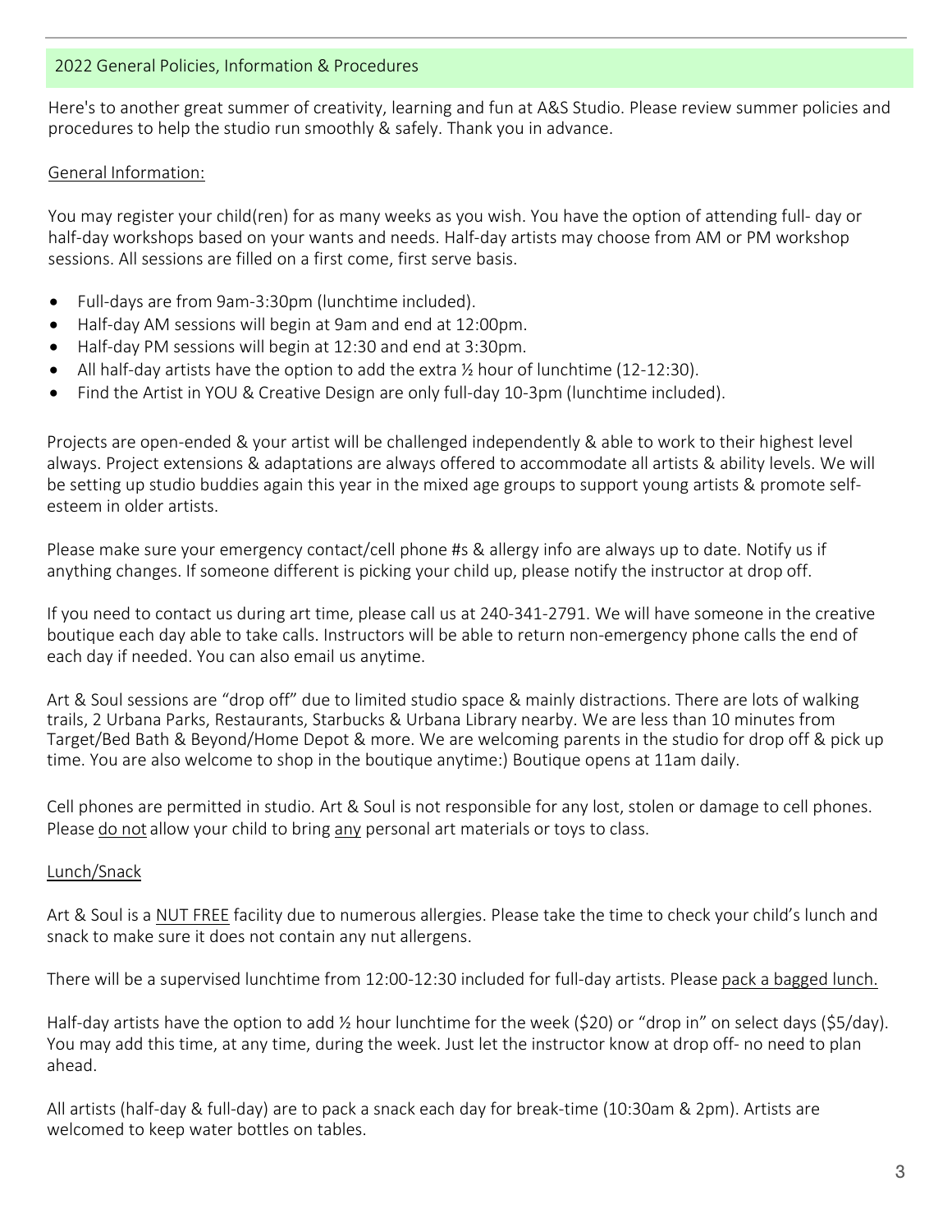## 2022 General Policies, Information & Procedures

Here's to another great summer of creativity, learning and fun at A&S Studio. Please review summer policies and procedures to help the studio run smoothly & safely. Thank you in advance.

<u>General Information:</u>

You may register your child(ren) for as many weeks as you wish. You have the option of attending full- day or half-day workshops based on your wants and needs. Half-day artists may choose from AM or PM workshop sessions. All sessions are filled on a first come, first serve basis.

- Full-days are from 9am-3:30pm (lunchtime included).
- Half-day AM sessions will begin at 9am and end at 12:00pm.
- Half-day PM sessions will begin at 12:30 and end at 3:30pm.
- All half-day artists have the option to add the extra ½ hour of lunchtime (12-12:30).
- Find the Artist in YOU & Creative Design are only full-day 10-3pm (lunchtime included).

Projects are open-ended & your artist will be challenged independently & able to work to their highest level always. Project extensions & adaptations are always offered to accommodate all artists & ability levels. We will be setting up studio buddies again this year in the mixed age groups to support young artists & promote self-esteem in older artists.

Please make sure your emergency contact/cell phone #s & allergy info are always up to date. Notify us if anything changes. If someone different is picking your child up, please notify the instructor at drop off.

If you need to contact us during art time, please call us at 240-341-2791. We will have someone in the creative boutique each day able to take calls. Instructors will be able to return non-emergency phone calls the end of each day if needed. You can also email us anytime.

Art & Soul sessions are "drop off" due to limited studio space & mainly distractions. There are lots of walking trails, 2 Urbana Parks, Restaurants, Starbucks & Urbana Library nearby. We are less than 10 minutes from Target/Bed Bath & Beyond/Home Depot & more. We are welcoming parents in the studio for drop off & pick up time. You are also welcome to shop in the boutique anytime:) Boutique opens at 11am daily.

Cell phones are permitted in studio. Art & Soul is not responsible for any lost, stolen or damage to cell phones. Please <u>do not</u> allow your child to bring <u>any</u> personal art materials or toys to class.

<u>Lunch/Snack</u>

Art & Soul is a <u>NUT FREE</u> facility due to numerous allergies. Please take the time to check your child's lunch and snack to make sure it does not contain any nut allergens.

There will be a supervised lunchtime from 12:00-12:30 included for full-day artists. Please <u>pack a bagged lunch.</u>

Half-day artists have the option to add ½ hour lunchtime for the week ($20) or "drop in" on select days ($5/day). You may add this time, at any time, during the week. Just let the instructor know at drop off- no need to plan ahead.

All artists (half-day & full-day) are to pack a snack each day for break-time (10:30am & 2pm). Artists are welcomed to keep water bottles on tables.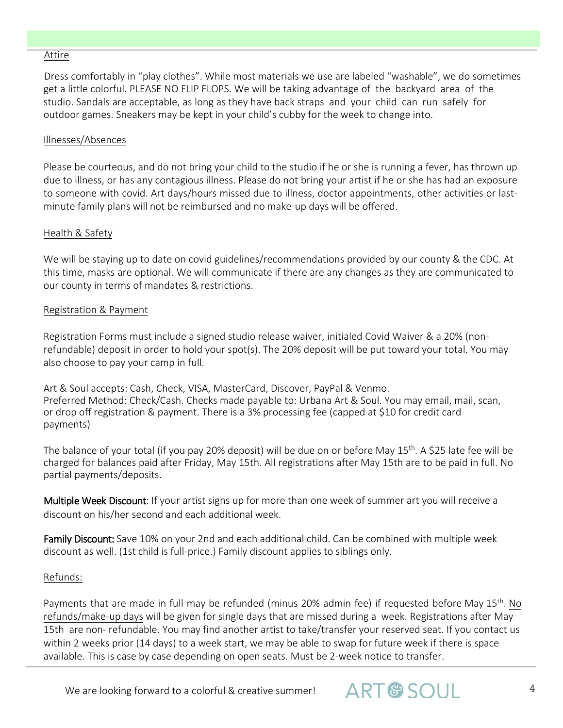## Attire

Dress comfortably in "play clothes". While most materials we use are labeled "washable", we do sometimes get a little colorful. PLEASE NO FLIP FLOPS. We will be taking advantage of the backyard area of the studio. Sandals are acceptable, as long as they have back straps and your child can run safely for outdoor games. Sneakers may be kept in your child's cubby for the week to change into.

## Illnesses/Absences

Please be courteous, and do not bring your child to the studio if he or she is running a fever, has thrown up due to illness, or has any contagious illness. Please do not bring your artist if he or she has had an exposure to someone with covid. Art days/hours missed due to illness, doctor appointments, other activities or last-minute family plans will not be reimbursed and no make-up days will be offered.

## Health & Safety

We will be staying up to date on covid guidelines/recommendations provided by our county & the CDC. At this time, masks are optional. We will communicate if there are any changes as they are communicated to our county in terms of mandates & restrictions.

## Registration & Payment

Registration Forms must include a signed studio release waiver, initialed Covid Waiver & a 20% (non-refundable) deposit in order to hold your spot(s). The 20% deposit will be put toward your total. You may also choose to pay your camp in full.

Art & Soul accepts: Cash, Check, VISA, MasterCard, Discover, PayPal & Venmo.
Preferred Method: Check/Cash. Checks made payable to: Urbana Art & Soul. You may email, mail, scan, or drop off registration & payment. There is a 3% processing fee (capped at $10 for credit card payments)

The balance of your total (if you pay 20% deposit) will be due on or before May 15th. A $25 late fee will be charged for balances paid after Friday, May 15th. All registrations after May 15th are to be paid in full. No partial payments/deposits.

**Multiple Week Discount**: If your artist signs up for more than one week of summer art you will receive a discount on his/her second and each additional week.

**Family Discount:** Save 10% on your 2nd and each additional child. Can be combined with multiple week discount as well. (1st child is full-price.) Family discount applies to siblings only.

## Refunds:

Payments that are made in full may be refunded (minus 20% admin fee) if requested before May 15th. No refunds/make-up days will be given for single days that are missed during a week. Registrations after May 15th are non- refundable. You may find another artist to take/transfer your reserved seat. If you contact us within 2 weeks prior (14 days) to a week start, we may be able to swap for future week if there is space available. This is case by case depending on open seats. Must be 2-week notice to transfer.

We are looking forward to a colorful & creative summer!